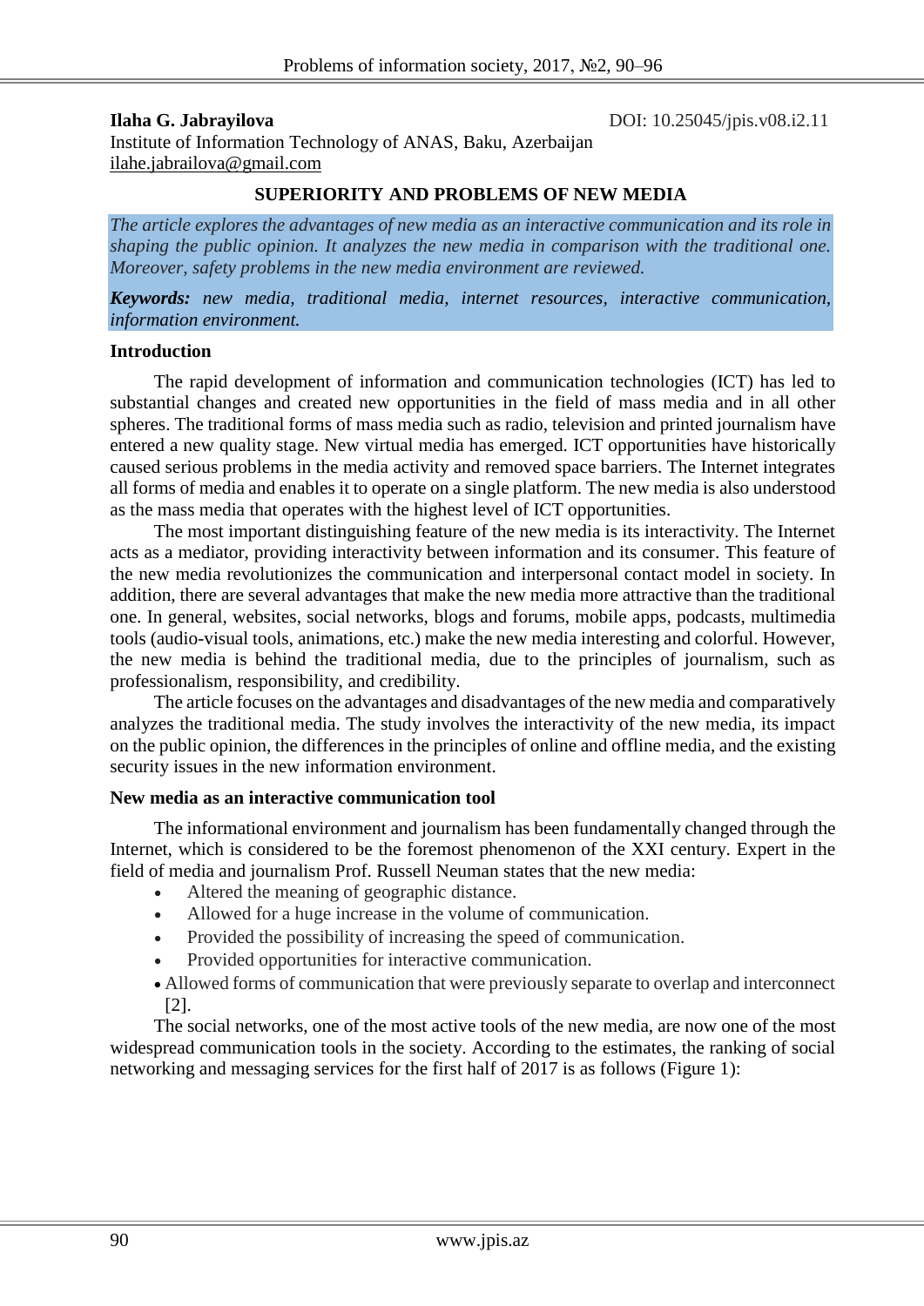**Ilaha G. Jabrayilova**

DOI: 10.25045/jpis.v08.i2.11

Institute of Information Technology of ANAS, Baku, Azerbaijan

ilahe.jabrailova@gmail.com

# SUPERIORITY AND PROBLEMS OF NEW MEDIA

*The article explores the advantages of new media as an interactive communication and its role in shaping the public opinion. It analyzes the new media in comparison with the traditional one. Moreover, safety problems in the new media environment are reviewed.*

***Keywords:*** *new media, traditional media, internet resources, interactive communication, information environment.*

## Introduction

The rapid development of information and communication technologies (ICT) has led to substantial changes and created new opportunities in the field of mass media and in all other spheres. The traditional forms of mass media such as radio, television and printed journalism have entered a new quality stage. New virtual media has emerged. ICT opportunities have historically caused serious problems in the media activity and removed space barriers. The Internet integrates all forms of media and enables it to operate on a single platform. The new media is also understood as the mass media that operates with the highest level of ICT opportunities.

The most important distinguishing feature of the new media is its interactivity. The Internet acts as a mediator, providing interactivity between information and its consumer. This feature of the new media revolutionizes the communication and interpersonal contact model in society. In addition, there are several advantages that make the new media more attractive than the traditional one. In general, websites, social networks, blogs and forums, mobile apps, podcasts, multimedia tools (audio-visual tools, animations, etc.) make the new media interesting and colorful. However, the new media is behind the traditional media, due to the principles of journalism, such as professionalism, responsibility, and credibility.

The article focuses on the advantages and disadvantages of the new media and comparatively analyzes the traditional media. The study involves the interactivity of the new media, its impact on the public opinion, the differences in the principles of online and offline media, and the existing security issues in the new information environment.

## New media as an interactive communication tool

The informational environment and journalism has been fundamentally changed through the Internet, which is considered to be the foremost phenomenon of the XXI century. Expert in the field of media and journalism Prof. Russell Neuman states that the new media:

- Altered the meaning of geographic distance.
- Allowed for a huge increase in the volume of communication.
- Provided the possibility of increasing the speed of communication.
- Provided opportunities for interactive communication.
- Allowed forms of communication that were previously separate to overlap and interconnect [2].

The social networks, one of the most active tools of the new media, are now one of the most widespread communication tools in the society. According to the estimates, the ranking of social networking and messaging services for the first half of 2017 is as follows (Figure 1):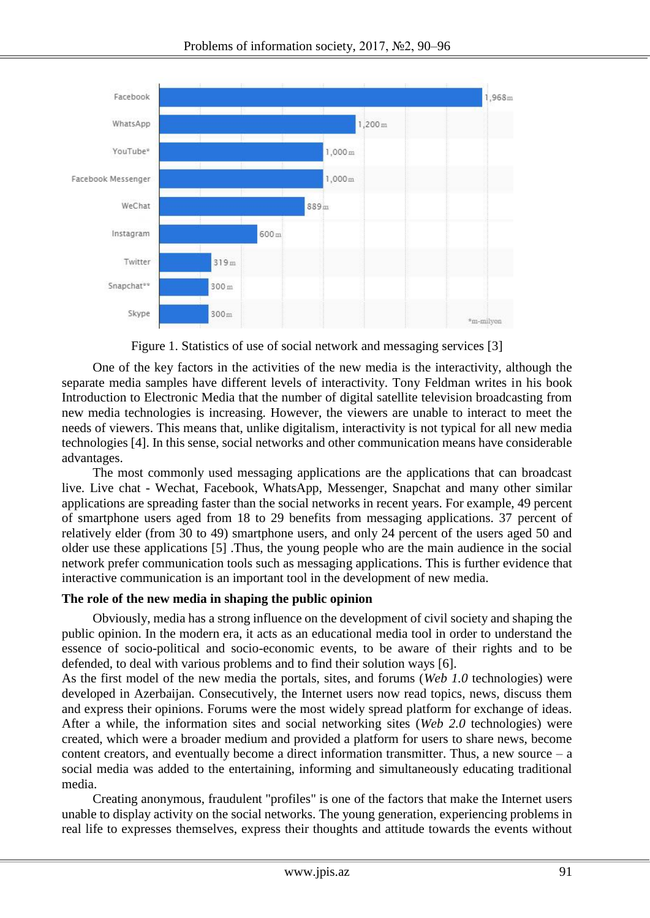Figure 1. Statistics of use of social network and messaging services [3]

One of the key factors in the activities of the new media is the interactivity, although the separate media samples have different levels of interactivity. Tony Feldman writes in his book Introduction to Electronic Media that the number of digital satellite television broadcasting from new media technologies is increasing. However, the viewers are unable to interact to meet the needs of viewers. This means that, unlike digitalism, interactivity is not typical for all new media technologies [4]. In this sense, social networks and other communication means have considerable advantages.

The most commonly used messaging applications are the applications that can broadcast live. Live chat - Wechat, Facebook, WhatsApp, Messenger, Snapchat and many other similar applications are spreading faster than the social networks in recent years. For example, 49 percent of smartphone users aged from 18 to 29 benefits from messaging applications. 37 percent of relatively elder (from 30 to 49) smartphone users, and only 24 percent of the users aged 50 and older use these applications [5] .Thus, the young people who are the main audience in the social network prefer communication tools such as messaging applications. This is further evidence that interactive communication is an important tool in the development of new media.

**The role of the new media in shaping the public opinion**

Obviously, media has a strong influence on the development of civil society and shaping the public opinion. In the modern era, it acts as an educational media tool in order to understand the essence of socio-political and socio-economic events, to be aware of their rights and to be defended, to deal with various problems and to find their solution ways [6].

As the first model of the new media the portals, sites, and forums (*Web 1.0* technologies) were developed in Azerbaijan. Consecutively, the Internet users now read topics, news, discuss them and express their opinions. Forums were the most widely spread platform for exchange of ideas. After a while, the information sites and social networking sites (*Web 2.0* technologies) were created, which were a broader medium and provided a platform for users to share news, become content creators, and eventually become a direct information transmitter. Thus, a new source – a social media was added to the entertaining, informing and simultaneously educating traditional media.

Creating anonymous, fraudulent "profiles" is one of the factors that make the Internet users unable to display activity on the social networks. The young generation, experiencing problems in real life to expresses themselves, express their thoughts and attitude towards the events without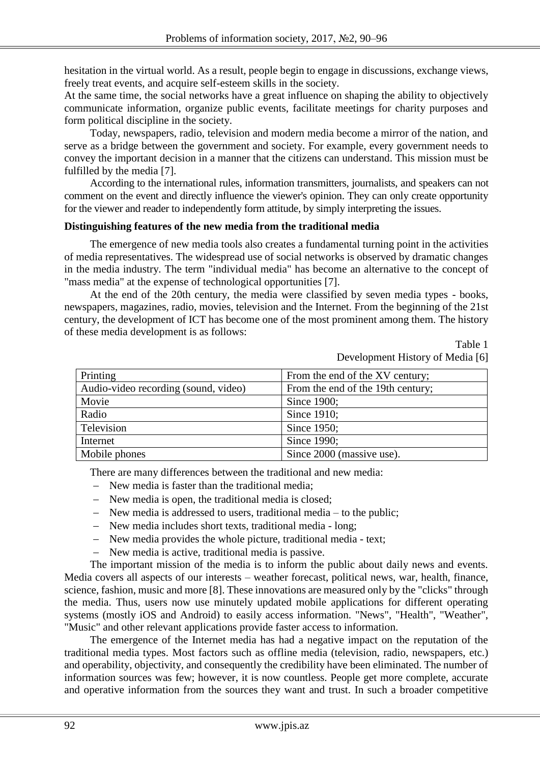hesitation in the virtual world. As a result, people begin to engage in discussions, exchange views, freely treat events, and acquire self-esteem skills in the society.
At the same time, the social networks have a great influence on shaping the ability to objectively communicate information, organize public events, facilitate meetings for charity purposes and form political discipline in the society.

Today, newspapers, radio, television and modern media become a mirror of the nation, and serve as a bridge between the government and society. For example, every government needs to convey the important decision in a manner that the citizens can understand. This mission must be fulfilled by the media [7].

According to the international rules, information transmitters, journalists, and speakers can not comment on the event and directly influence the viewer's opinion. They can only create opportunity for the viewer and reader to independently form attitude, by simply interpreting the issues.

**Distinguishing features of the new media from the traditional media**

The emergence of new media tools also creates a fundamental turning point in the activities of media representatives. The widespread use of social networks is observed by dramatic changes in the media industry. The term "individual media" has become an alternative to the concept of "mass media" at the expense of technological opportunities [7].

At the end of the 20th century, the media were classified by seven media types - books, newspapers, magazines, radio, movies, television and the Internet. From the beginning of the 21st century, the development of ICT has become one of the most prominent among them. The history of these media development is as follows:

Table 1
Development History of Media [6]

| | |
|---|---|
| Printing | From the end of the XV century; |
| Audio-video recording (sound, video) | From the end of the 19th century; |
| Movie | Since 1900; |
| Radio | Since 1910; |
| Television | Since 1950; |
| Internet | Since 1990; |
| Mobile phones | Since 2000 (massive use). |

There are many differences between the traditional and new media:

- New media is faster than the traditional media;
- New media is open, the traditional media is closed;
- New media is addressed to users, traditional media – to the public;
- New media includes short texts, traditional media - long;
- New media provides the whole picture, traditional media - text;
- New media is active, traditional media is passive.

The important mission of the media is to inform the public about daily news and events. Media covers all aspects of our interests – weather forecast, political news, war, health, finance, science, fashion, music and more [8]. These innovations are measured only by the "clicks" through the media. Thus, users now use minutely updated mobile applications for different operating systems (mostly iOS and Android) to easily access information. "News", "Health", "Weather", "Music" and other relevant applications provide faster access to information.

The emergence of the Internet media has had a negative impact on the reputation of the traditional media types. Most factors such as offline media (television, radio, newspapers, etc.) and operability, objectivity, and consequently the credibility have been eliminated. The number of information sources was few; however, it is now countless. People get more complete, accurate and operative information from the sources they want and trust. In such a broader competitive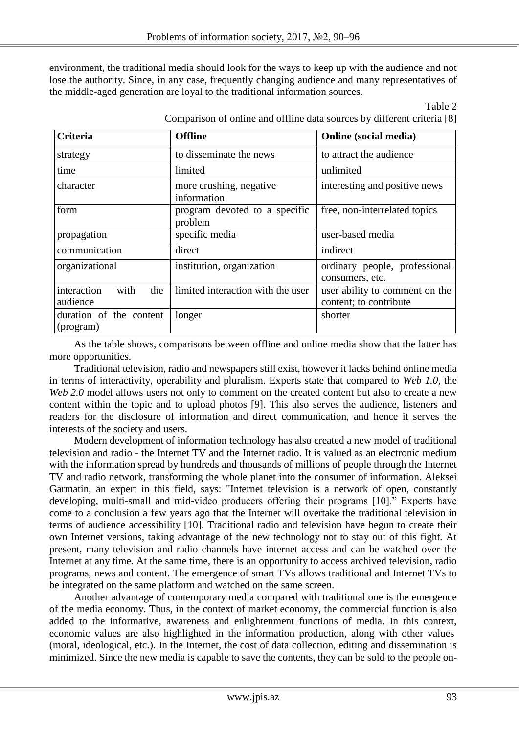environment, the traditional media should look for the ways to keep up with the audience and not lose the authority. Since, in any case, frequently changing audience and many representatives of the middle-aged generation are loyal to the traditional information sources.

Table 2

Comparison of online and offline data sources by different criteria [8]

| **Criteria** | **Offline** | **Online (social media)** |
|---|---|---|
| strategy | to disseminate the news | to attract the audience |
| time | limited | unlimited |
| character | more crushing, negative information | interesting and positive news |
| form | program devoted to a specific problem | free, non-interrelated topics |
| propagation | specific media | user-based media |
| communication | direct | indirect |
| organizational | institution, organization | ordinary people, professional consumers, etc. |
| interaction with the audience | limited interaction with the user | user ability to comment on the content; to contribute |
| duration of the content (program) | longer | shorter |

As the table shows, comparisons between offline and online media show that the latter has more opportunities.

Traditional television, radio and newspapers still exist, however it lacks behind online media in terms of interactivity, operability and pluralism. Experts state that compared to *Web 1.0,* the *Web 2.0* model allows users not only to comment on the created content but also to create a new content within the topic and to upload photos [9]. This also serves the audience, listeners and readers for the disclosure of information and direct communication, and hence it serves the interests of the society and users.

Modern development of information technology has also created a new model of traditional television and radio - the Internet TV and the Internet radio. It is valued as an electronic medium with the information spread by hundreds and thousands of millions of people through the Internet TV and radio network, transforming the whole planet into the consumer of information. Aleksei Garmatin, an expert in this field, says: "Internet television is a network of open, constantly developing, multi-small and mid-video producers offering their programs [10]." Experts have come to a conclusion a few years ago that the Internet will overtake the traditional television in terms of audience accessibility [10]. Traditional radio and television have begun to create their own Internet versions, taking advantage of the new technology not to stay out of this fight. At present, many television and radio channels have internet access and can be watched over the Internet at any time. At the same time, there is an opportunity to access archived television, radio programs, news and content. The emergence of smart TVs allows traditional and Internet TVs to be integrated on the same platform and watched on the same screen.

Another advantage of contemporary media compared with traditional one is the emergence of the media economy. Thus, in the context of market economy, the commercial function is also added to the informative, awareness and enlightenment functions of media. In this context, economic values are also highlighted in the information production, along with other values (moral, ideological, etc.). In the Internet, the cost of data collection, editing and dissemination is minimized. Since the new media is capable to save the contents, they can be sold to the people on-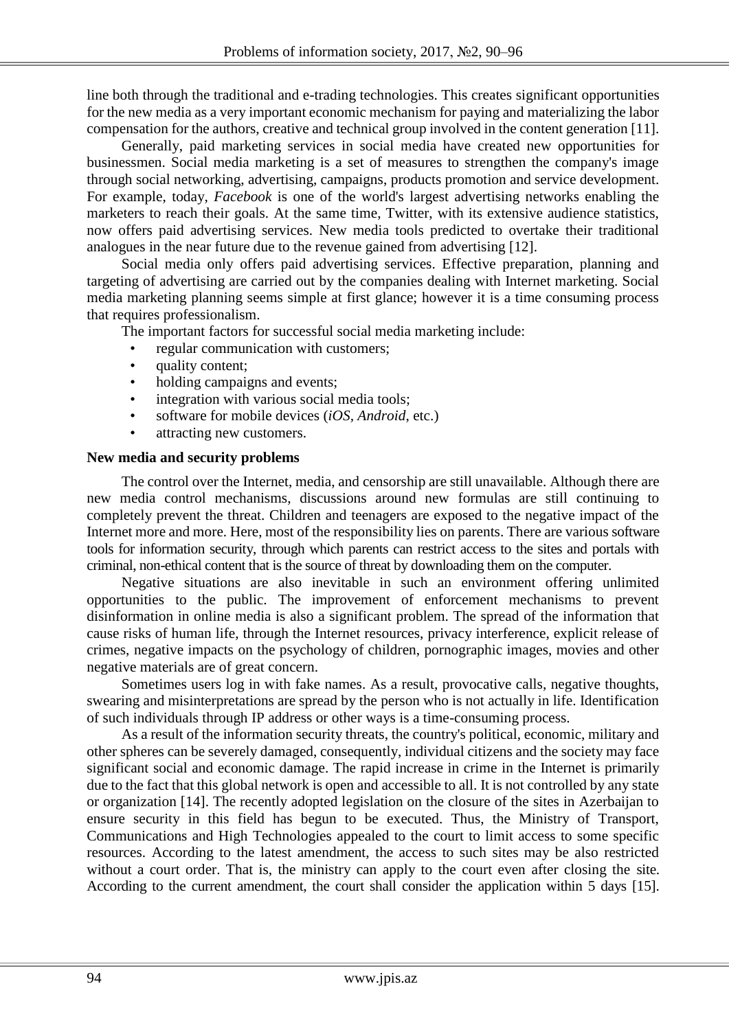line both through the traditional and e-trading technologies. This creates significant opportunities for the new media as a very important economic mechanism for paying and materializing the labor compensation for the authors, creative and technical group involved in the content generation [11].

Generally, paid marketing services in social media have created new opportunities for businessmen. Social media marketing is a set of measures to strengthen the company's image through social networking, advertising, campaigns, products promotion and service development. For example, today, *Facebook* is one of the world's largest advertising networks enabling the marketers to reach their goals. At the same time, Twitter, with its extensive audience statistics, now offers paid advertising services. New media tools predicted to overtake their traditional analogues in the near future due to the revenue gained from advertising [12].

Social media only offers paid advertising services. Effective preparation, planning and targeting of advertising are carried out by the companies dealing with Internet marketing. Social media marketing planning seems simple at first glance; however it is a time consuming process that requires professionalism.

The important factors for successful social media marketing include:

- regular communication with customers;
- quality content;
- holding campaigns and events;
- integration with various social media tools;
- software for mobile devices (*iOS*, *Android*, etc.)
- attracting new customers.

**New media and security problems**

The control over the Internet, media, and censorship are still unavailable. Although there are new media control mechanisms, discussions around new formulas are still continuing to completely prevent the threat. Children and teenagers are exposed to the negative impact of the Internet more and more. Here, most of the responsibility lies on parents. There are various software tools for information security, through which parents can restrict access to the sites and portals with criminal, non-ethical content that is the source of threat by downloading them on the computer.

Negative situations are also inevitable in such an environment offering unlimited opportunities to the public. The improvement of enforcement mechanisms to prevent disinformation in online media is also a significant problem. The spread of the information that cause risks of human life, through the Internet resources, privacy interference, explicit release of crimes, negative impacts on the psychology of children, pornographic images, movies and other negative materials are of great concern.

Sometimes users log in with fake names. As a result, provocative calls, negative thoughts, swearing and misinterpretations are spread by the person who is not actually in life. Identification of such individuals through IP address or other ways is a time-consuming process.

As a result of the information security threats, the country's political, economic, military and other spheres can be severely damaged, consequently, individual citizens and the society may face significant social and economic damage. The rapid increase in crime in the Internet is primarily due to the fact that this global network is open and accessible to all. It is not controlled by any state or organization [14]. The recently adopted legislation on the closure of the sites in Azerbaijan to ensure security in this field has begun to be executed. Thus, the Ministry of Transport, Communications and High Technologies appealed to the court to limit access to some specific resources. According to the latest amendment, the access to such sites may be also restricted without a court order. That is, the ministry can apply to the court even after closing the site. According to the current amendment, the court shall consider the application within 5 days [15].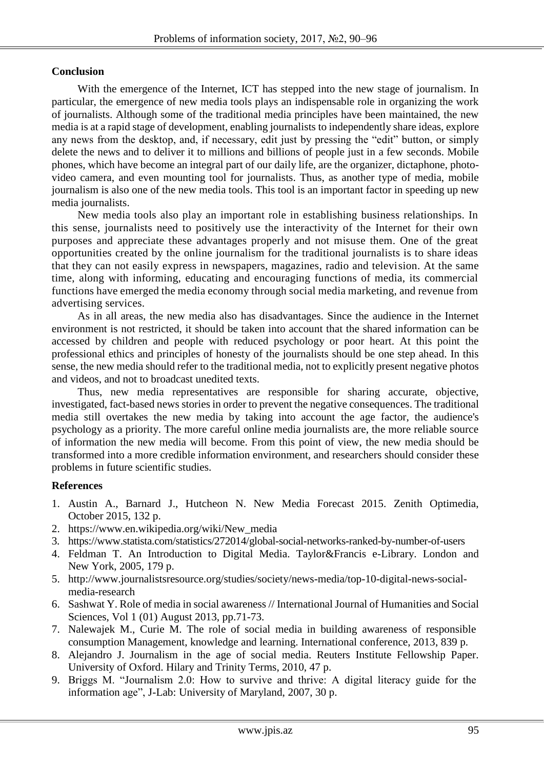## Conclusion

With the emergence of the Internet, ICT has stepped into the new stage of journalism. In particular, the emergence of new media tools plays an indispensable role in organizing the work of journalists. Although some of the traditional media principles have been maintained, the new media is at a rapid stage of development, enabling journalists to independently share ideas, explore any news from the desktop, and, if necessary, edit just by pressing the "edit" button, or simply delete the news and to deliver it to millions and billions of people just in a few seconds. Mobile phones, which have become an integral part of our daily life, are the organizer, dictaphone, photo-video camera, and even mounting tool for journalists. Thus, as another type of media, mobile journalism is also one of the new media tools. This tool is an important factor in speeding up new media journalists.

New media tools also play an important role in establishing business relationships. In this sense, journalists need to positively use the interactivity of the Internet for their own purposes and appreciate these advantages properly and not misuse them. One of the great opportunities created by the online journalism for the traditional journalists is to share ideas that they can not easily express in newspapers, magazines, radio and television. At the same time, along with informing, educating and encouraging functions of media, its commercial functions have emerged the media economy through social media marketing, and revenue from advertising services.

As in all areas, the new media also has disadvantages. Since the audience in the Internet environment is not restricted, it should be taken into account that the shared information can be accessed by children and people with reduced psychology or poor heart. At this point the professional ethics and principles of honesty of the journalists should be one step ahead. In this sense, the new media should refer to the traditional media, not to explicitly present negative photos and videos, and not to broadcast unedited texts.

Thus, new media representatives are responsible for sharing accurate, objective, investigated, fact-based news stories in order to prevent the negative consequences. The traditional media still overtakes the new media by taking into account the age factor, the audience's psychology as a priority. The more careful online media journalists are, the more reliable source of information the new media will become. From this point of view, the new media should be transformed into a more credible information environment, and researchers should consider these problems in future scientific studies.

## References

1. Austin A., Barnard J., Hutcheon N. New Media Forecast 2015. Zenith Optimedia, October 2015, 132 p.
2. https://www.en.wikipedia.org/wiki/New_media
3. https://www.statista.com/statistics/272014/global-social-networks-ranked-by-number-of-users
4. Feldman T. An Introduction to Digital Media. Taylor&Francis e-Library. London and New York, 2005, 179 p.
5. http://www.journalistsresource.org/studies/society/news-media/top-10-digital-news-social-media-research
6. Sashwat Y. Role of media in social awareness // International Journal of Humanities and Social Sciences, Vol 1 (01) August 2013, pp.71-73.
7. Nalewajek M., Curie M. The role of social media in building awareness of responsible consumption Management, knowledge and learning. International conference, 2013, 839 p.
8. Alejandro J. Journalism in the age of social media. Reuters Institute Fellowship Paper. University of Oxford. Hilary and Trinity Terms, 2010, 47 p.
9. Briggs M. "Journalism 2.0: How to survive and thrive: A digital literacy guide for the information age", J-Lab: University of Maryland, 2007, 30 p.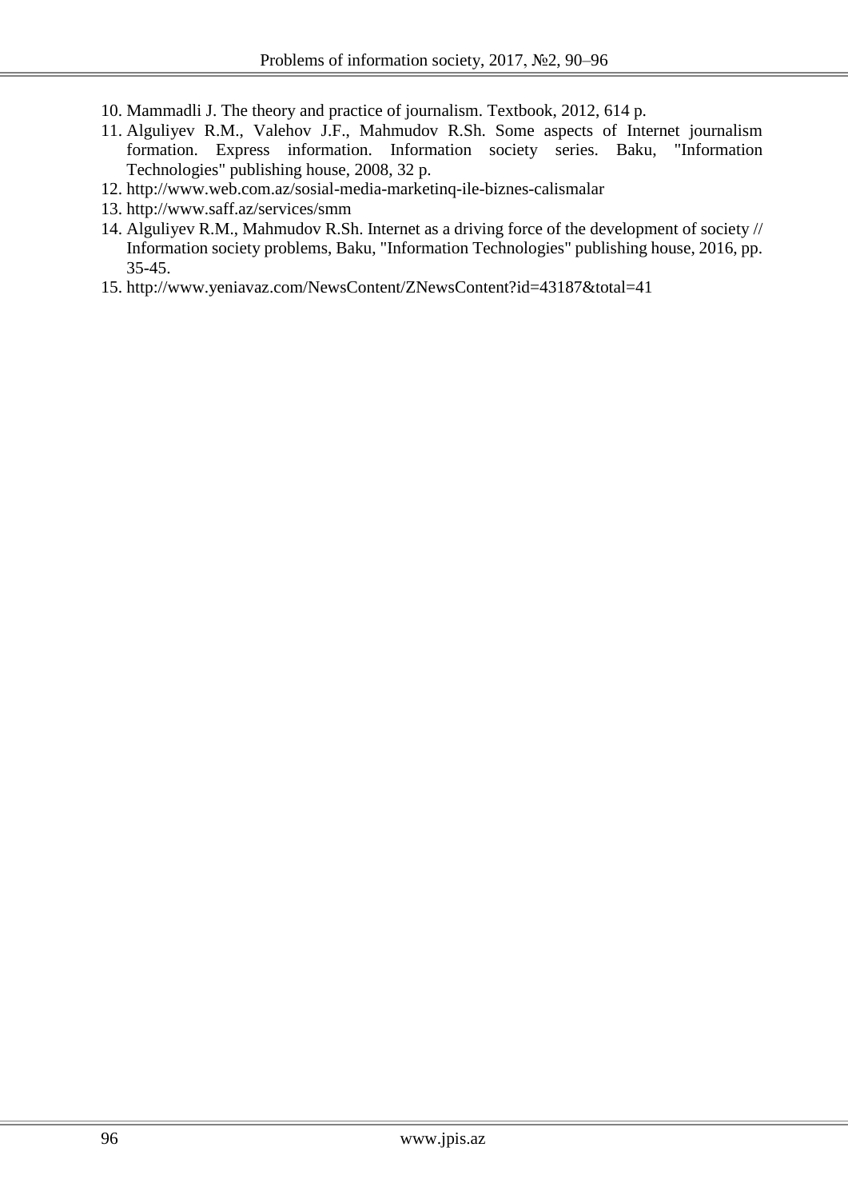10. Mammadli J. The theory and practice of journalism. Textbook, 2012, 614 p.
11. Alguliyev R.M., Valehov J.F., Mahmudov R.Sh. Some aspects of Internet journalism formation. Express information. Information society series. Baku, "Information Technologies" publishing house, 2008, 32 p.
12. http://www.web.com.az/sosial-media-marketinq-ile-biznes-calismalar
13. http://www.saff.az/services/smm
14. Alguliyev R.M., Mahmudov R.Sh. Internet as a driving force of the development of society // Information society problems, Baku, "Information Technologies" publishing house, 2016, pp. 35-45.
15. http://www.yeniavaz.com/NewsContent/ZNewsContent?id=43187&total=41